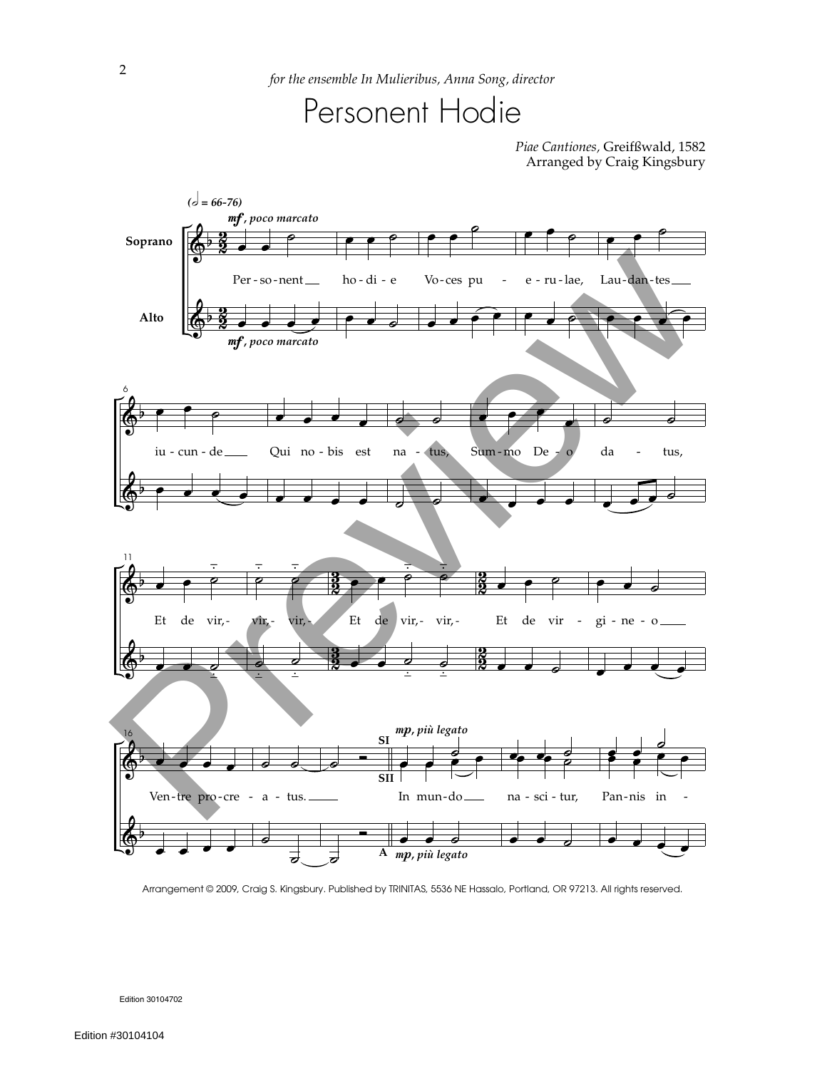*for the ensemble In Mulieribus, Anna Song, director*

# Personent Hodie

*Piae Cantiones*, Greifßwald, 1582
Arranged by Craig Kingsbury

Arrangement © 2009, Craig S. Kingsbury. Published by TRINITAS, 5536 NE Hassalo, Portland, OR 97213. All rights reserved.

Edition 30104702

Edition #30104104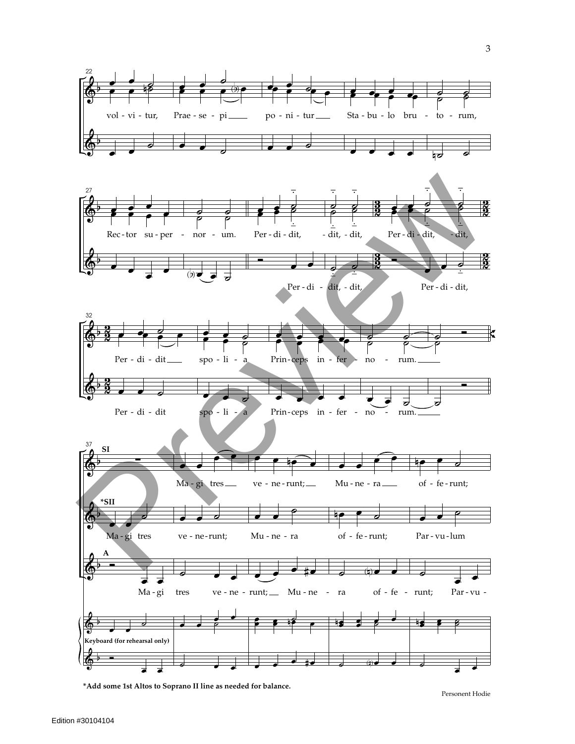vol - vi - tur, Prae - se - pi po - ni - tur Sta - bu - lo bru - to - rum,

Rec - tor su - per - nor - um. Per - di - dit, - dit, - dit, Per - di - dit, - dit,

Per - di - dit, - dit, Per - di - dit,

Per - di - dit spo - li - a Prin - ceps in - fer - no - rum.

Per - di - dit spo - li - a Prin - ceps in - fer - no - rum.

SI

Ma - gi tres ve - ne - runt; Mu - ne - ra of - fe - runt;

*SII

Ma - gi tres ve - ne - runt; Mu - ne - ra of - fe - runt; Par - vu - lum

A

Ma - gi tres ve - ne - runt; Mu - ne - ra of - fe - runt; Par - vu -

Keyboard (for rehearsal only)

**\*Add some 1st Altos to Soprano II line as needed for balance.**

Edition #30104104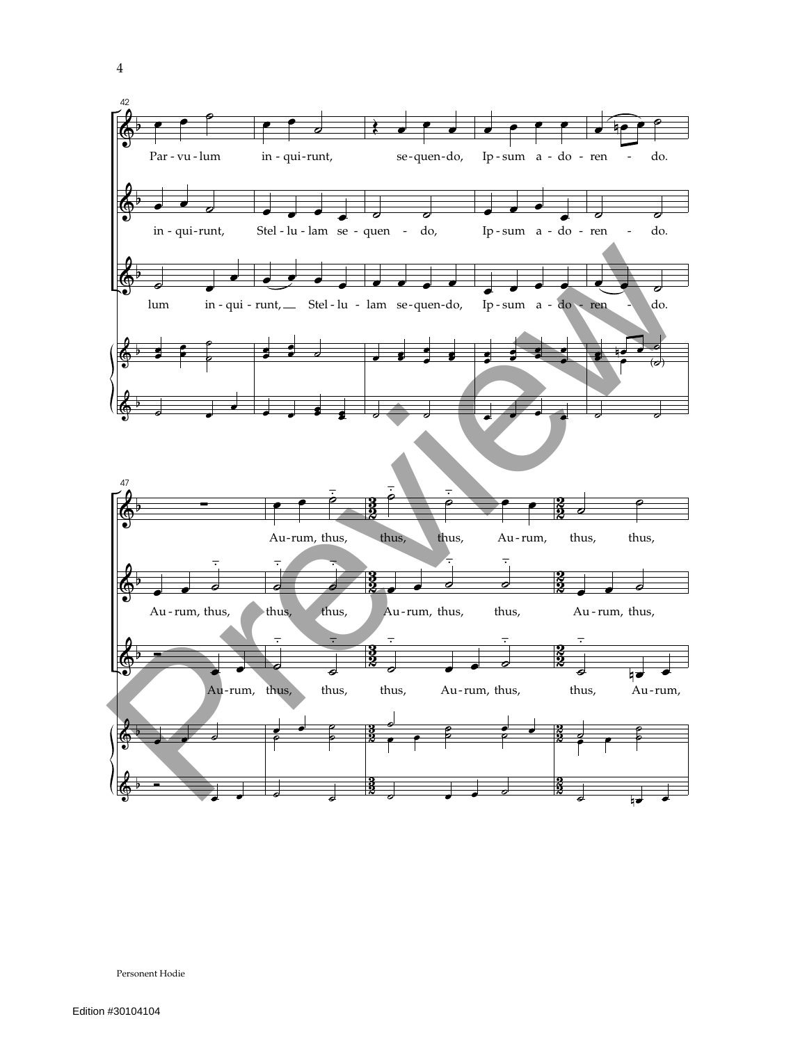42

Par - vu - lum in - qui - runt, se - quen - do, Ip - sum a - do - ren - do.

in - qui - runt, Stel - lu - lam se - quen - do, Ip - sum a - do - ren - do.

lum in - qui - runt, Stel - lu - lam se - quen - do, Ip - sum a - do - ren - do.

47

Au - rum, thus, thus, thus, Au - rum, thus, thus,

Au - rum, thus, thus, thus, Au - rum, thus, thus, Au - rum, thus,

Au - rum, thus, thus, thus, Au - rum, thus, thus, Au - rum,

Personent Hodie

Edition #30104104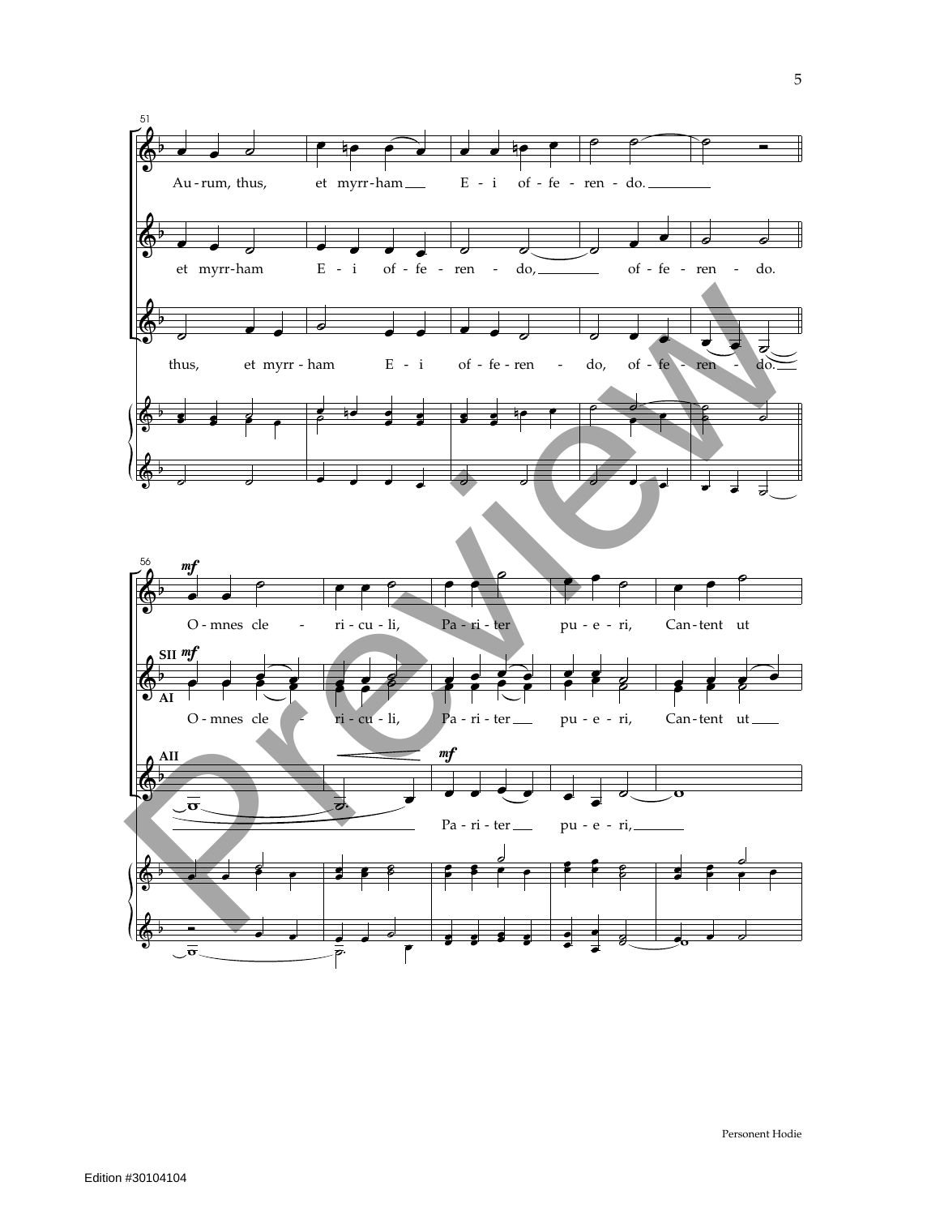51

Au-rum, thus, et myrr-ham E - i of - fe - ren - do.

et myrr-ham E - i of - fe - ren - do, of - fe - ren - do.

thus, et myrr - ham E - i of - fe - ren - do, of - fe - ren - do.

56

*mf*

O - mnes cle - ri - cu - li, Pa - ri - ter pu - e - ri, Can - tent ut

SII *mf*

AI

O - mnes cle - ri - cu - li, Pa - ri - ter pu - e - ri, Can - tent ut

AII

*mf*

Pa - ri - ter pu - e - ri,

Personent Hodie

Edition #30104104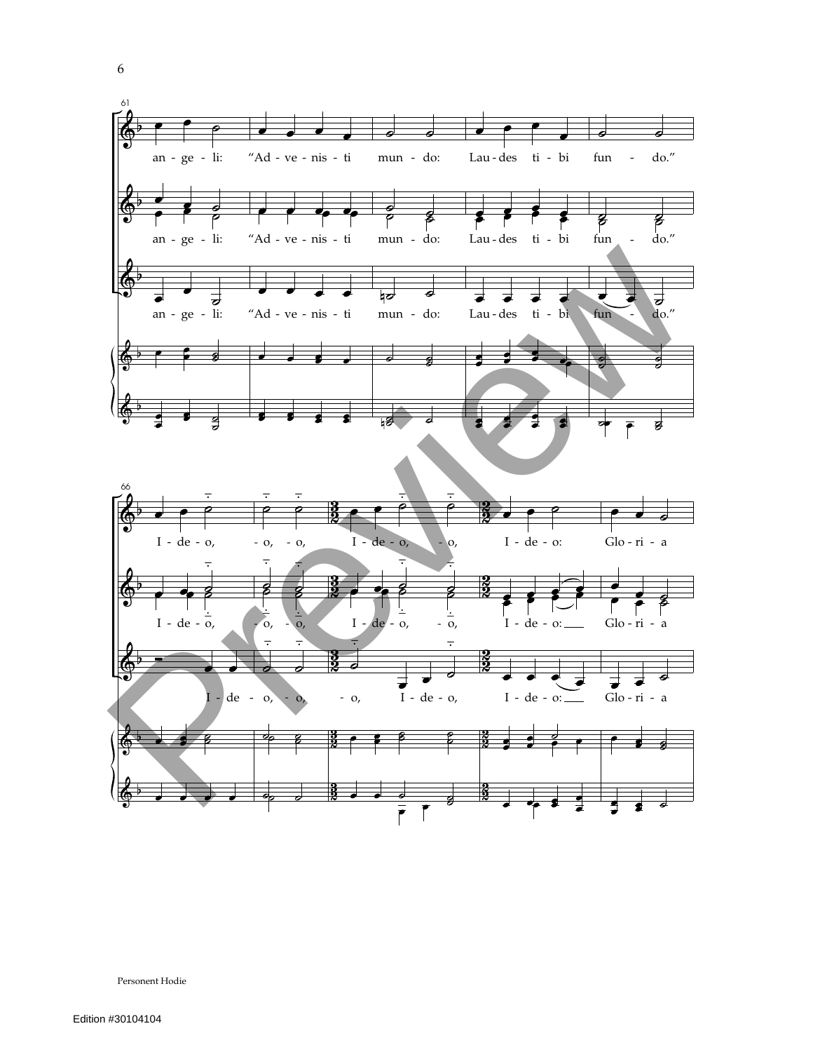61

an - ge - li: "Ad - ve - nis - ti mun - do: Lau - des ti - bi fun - do."

an - ge - li: "Ad - ve - nis - ti mun - do: Lau - des ti - bi fun - do."

an - ge - li: "Ad - ve - nis - ti mun - do: Lau - des ti - bi fun - do."

66

I - de - o, - o, - o, I - de - o, - o, I - de - o: Glo - ri - a

I - de - o, - o, - o, I - de - o, - o, I - de - o: Glo - ri - a

I - de - o, - o, - o, I - de - o, I - de - o: Glo - ri - a

Personent Hodie

Edition #30104104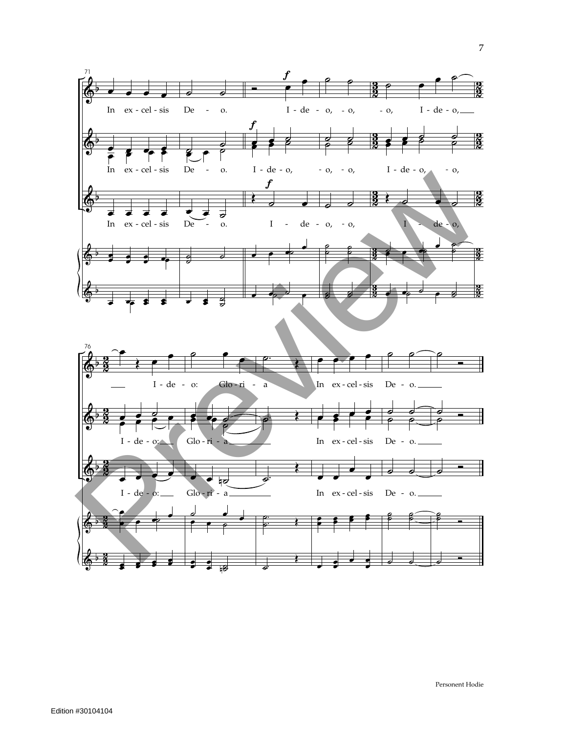In ex - cel - sis De - o. I - de - o, - o, - o, I - de - o,

In ex - cel - sis De - o. I - de - o, - o, - o, I - de - o, - o,

In ex - cel - sis De - o. I - de - o, - o, I - de - o,

I - de - o: Glo - ri - a In ex - cel - sis De - o.

I - de - o: Glo - ri - a In ex - cel - sis De - o.

I - de - o: Glo - ri - a In ex - cel - sis De - o.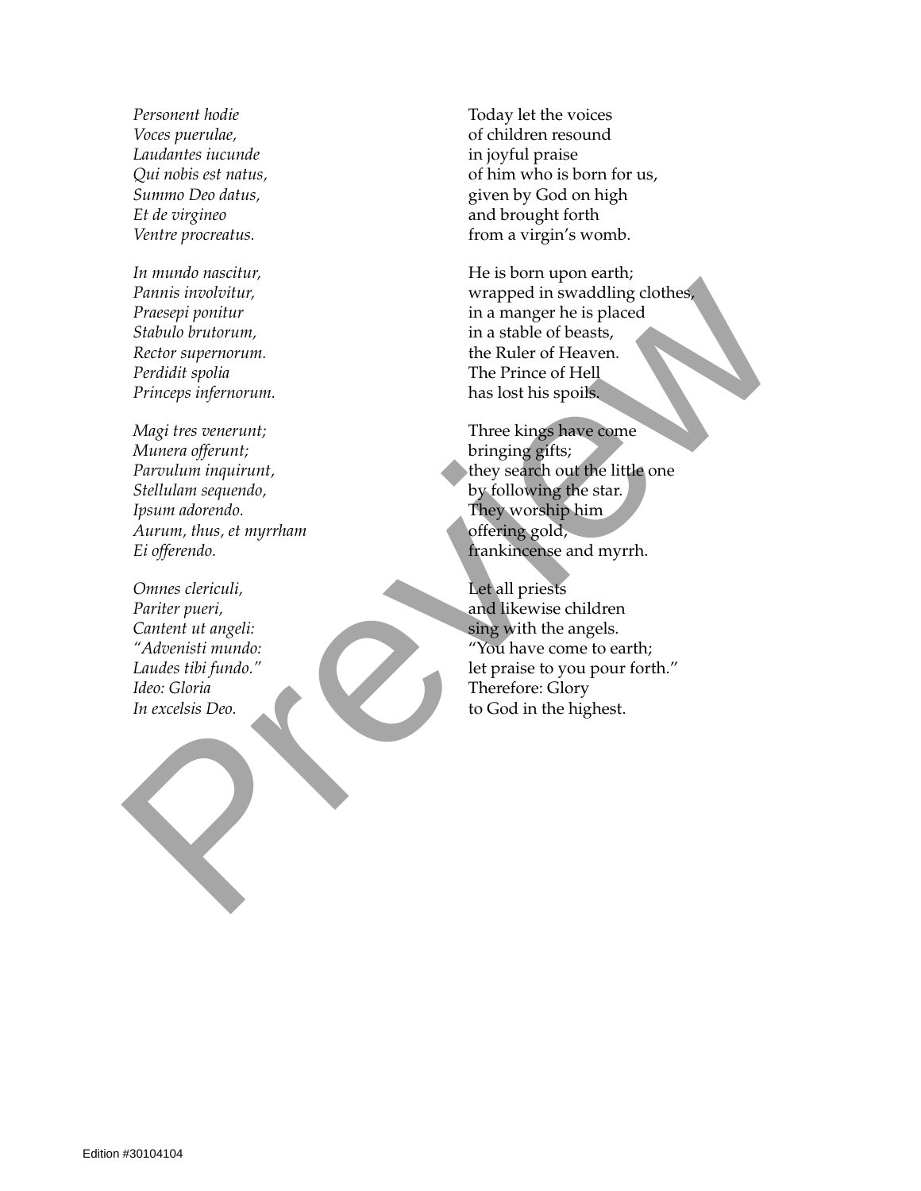*Personent hodie*
*Voces puerulae,*
*Laudantes iucunde*
*Qui nobis est natus,*
*Summo Deo datus,*
*Et de virgineo*
*Ventre procreatus.*

Today let the voices
of children resound
in joyful praise
of him who is born for us,
given by God on high
and brought forth
from a virgin's womb.

*In mundo nascitur,*
*Pannis involvitur,*
*Praesepi ponitur*
*Stabulo brutorum,*
*Rector supernorum.*
*Perdidit spolia*
*Princeps infernorum.*

He is born upon earth;
wrapped in swaddling clothes,
in a manger he is placed
in a stable of beasts,
the Ruler of Heaven.
The Prince of Hell
has lost his spoils.

*Magi tres venerunt;*
*Munera offerunt;*
*Parvulum inquirunt,*
*Stellulam sequendo,*
*Ipsum adorendo.*
*Aurum, thus, et myrrham*
*Ei offerendo.*

Three kings have come
bringing gifts;
they search out the little one
by following the star.
They worship him
offering gold,
frankincense and myrrh.

*Omnes clericuli,*
*Pariter pueri,*
*Cantent ut angeli:*
*"Advenisti mundo:*
*Laudes tibi fundo."*
*Ideo: Gloria*
*In excelsis Deo.*

Let all priests
and likewise children
sing with the angels.
"You have come to earth;
let praise to you pour forth."
Therefore: Glory
to God in the highest.

Edition #30104104